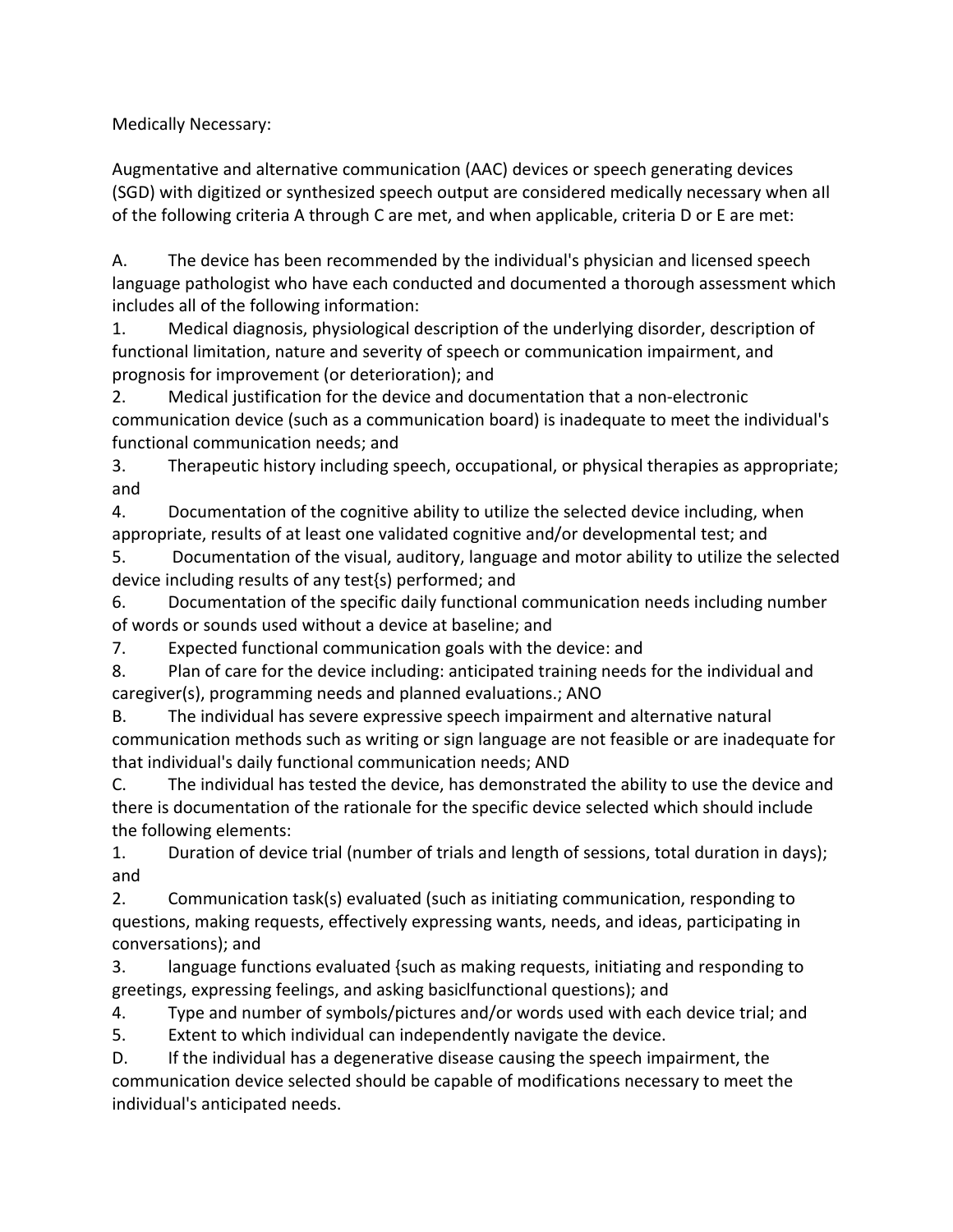Medically Necessary:

Augmentative and alternative communication (AAC) devices or speech generating devices (SGD) with digitized or synthesized speech output are considered medically necessary when all of the following criteria A through C are met, and when applicable, criteria D or E are met:

A. The device has been recommended by the individual's physician and licensed speech language pathologist who have each conducted and documented a thorough assessment which includes all of the following information:

1. Medical diagnosis, physiological description of the underlying disorder, description of functional limitation, nature and severity of speech or communication impairment, and prognosis for improvement (or deterioration); and
2. Medical justification for the device and documentation that a non-electronic communication device (such as a communication board) is inadequate to meet the individual's functional communication needs; and
3. Therapeutic history including speech, occupational, or physical therapies as appropriate; and
4. Documentation of the cognitive ability to utilize the selected device including, when appropriate, results of at least one validated cognitive and/or developmental test; and
5. Documentation of the visual, auditory, language and motor ability to utilize the selected device including results of any test{s) performed; and
6. Documentation of the specific daily functional communication needs including number of words or sounds used without a device at baseline; and
7. Expected functional communication goals with the device: and
8. Plan of care for the device including: anticipated training needs for the individual and caregiver(s), programming needs and planned evaluations.; ANO

B. The individual has severe expressive speech impairment and alternative natural communication methods such as writing or sign language are not feasible or are inadequate for that individual's daily functional communication needs; AND

C. The individual has tested the device, has demonstrated the ability to use the device and there is documentation of the rationale for the specific device selected which should include the following elements:

1. Duration of device trial (number of trials and length of sessions, total duration in days); and
2. Communication task(s) evaluated (such as initiating communication, responding to questions, making requests, effectively expressing wants, needs, and ideas, participating in conversations); and
3. language functions evaluated {such as making requests, initiating and responding to greetings, expressing feelings, and asking basiclfunctional questions); and
4. Type and number of symbols/pictures and/or words used with each device trial; and
5. Extent to which individual can independently navigate the device.

D. If the individual has a degenerative disease causing the speech impairment, the communication device selected should be capable of modifications necessary to meet the individual's anticipated needs.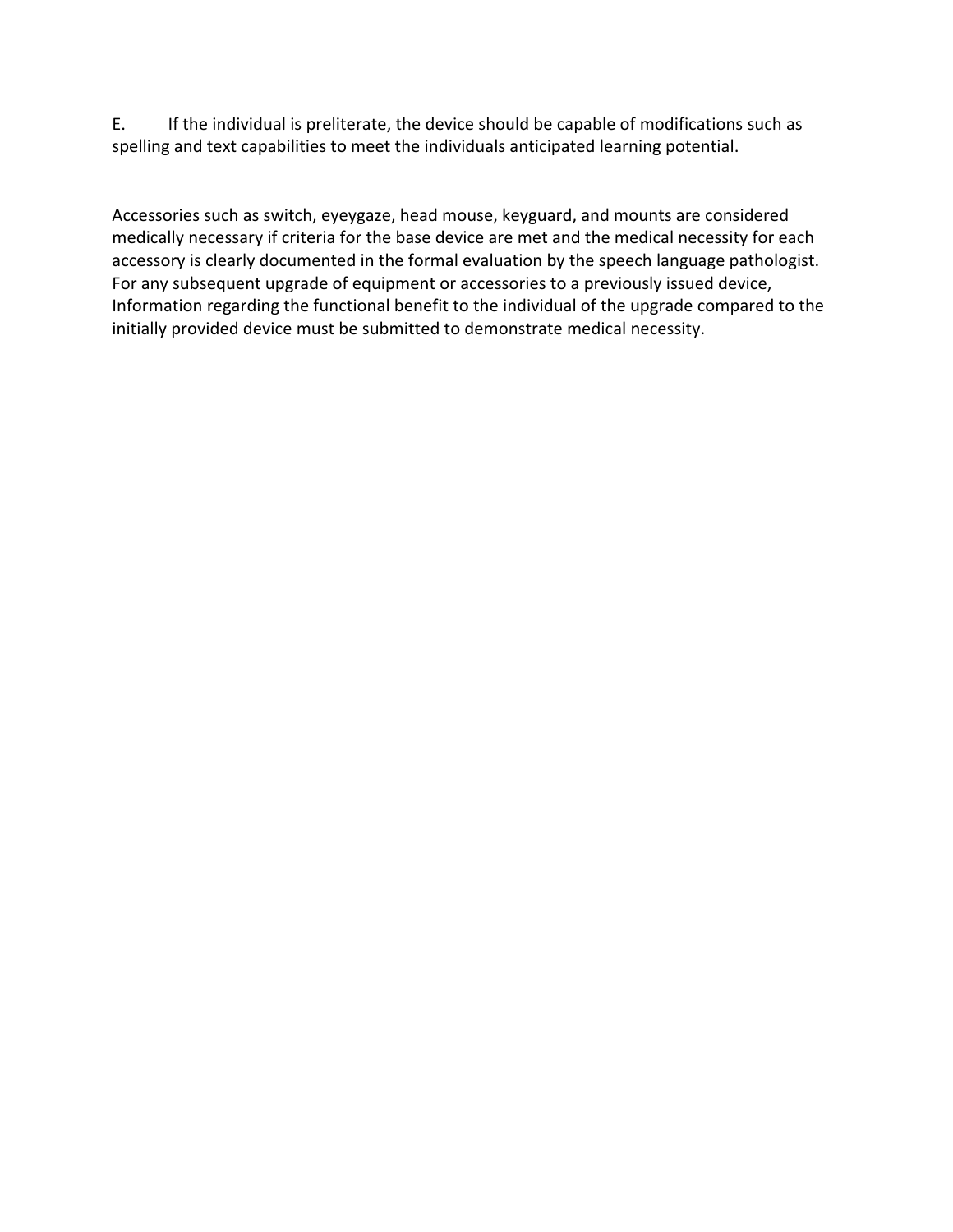E. If the individual is preliterate, the device should be capable of modifications such as spelling and text capabilities to meet the individuals anticipated learning potential.

Accessories such as switch, eyeygaze, head mouse, keyguard, and mounts are considered medically necessary if criteria for the base device are met and the medical necessity for each accessory is clearly documented in the formal evaluation by the speech language pathologist. For any subsequent upgrade of equipment or accessories to a previously issued device, Information regarding the functional benefit to the individual of the upgrade compared to the initially provided device must be submitted to demonstrate medical necessity.